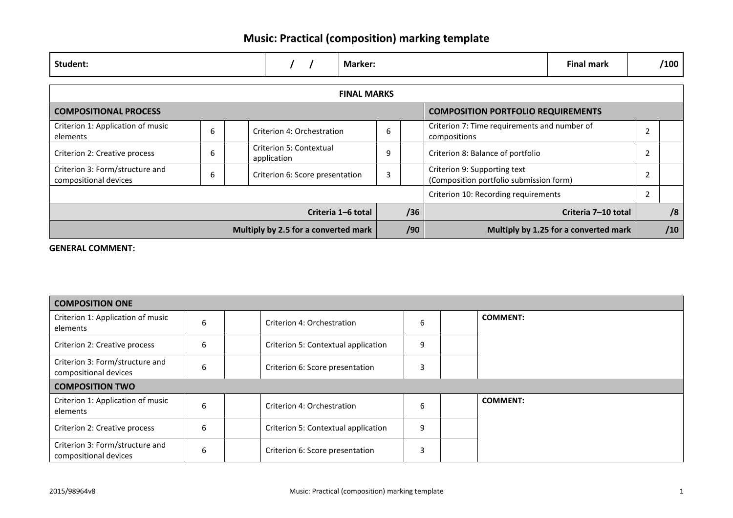# Music: Practical (composition) marking template

| Student: | / / | Marker: | Final mark | /100 |
|---|---|---|---|---|

| FINAL MARKS | | | | | | | | |
|---|---|---|---|---|---|---|---|---|
| **COMPOSITIONAL PROCESS** | | | | | | **COMPOSITION PORTFOLIO REQUIREMENTS** | | |
| Criterion 1: Application of music elements | 6 | | Criterion 4: Orchestration | 6 | | Criterion 7: Time requirements and number of compositions | 2 | |
| Criterion 2: Creative process | 6 | | Criterion 5: Contextual application | 9 | | Criterion 8: Balance of portfolio | 2 | |
| Criterion 3: Form/structure and compositional devices | 6 | | Criterion 6: Score presentation | 3 | | Criterion 9: Supporting text (Composition portfolio submission form) | 2 | |
| | | | | | | Criterion 10: Recording requirements | 2 | |
| | | | **Criteria 1–6 total** | | **/36** | **Criteria 7–10 total** | | **/8** |
| | | | **Multiply by 2.5 for a converted mark** | | **/90** | **Multiply by 1.25 for a converted mark** | | **/10** |

**GENERAL COMMENT:**

| COMPOSITION ONE | | | | | | |
|---|---|---|---|---|---|---|
| Criterion 1: Application of music elements | 6 | | Criterion 4: Orchestration | 6 | | **COMMENT:** |
| Criterion 2: Creative process | 6 | | Criterion 5: Contextual application | 9 | | |
| Criterion 3: Form/structure and compositional devices | 6 | | Criterion 6: Score presentation | 3 | | |
| **COMPOSITION TWO** | | | | | | |
| Criterion 1: Application of music elements | 6 | | Criterion 4: Orchestration | 6 | | **COMMENT:** |
| Criterion 2: Creative process | 6 | | Criterion 5: Contextual application | 9 | | |
| Criterion 3: Form/structure and compositional devices | 6 | | Criterion 6: Score presentation | 3 | | |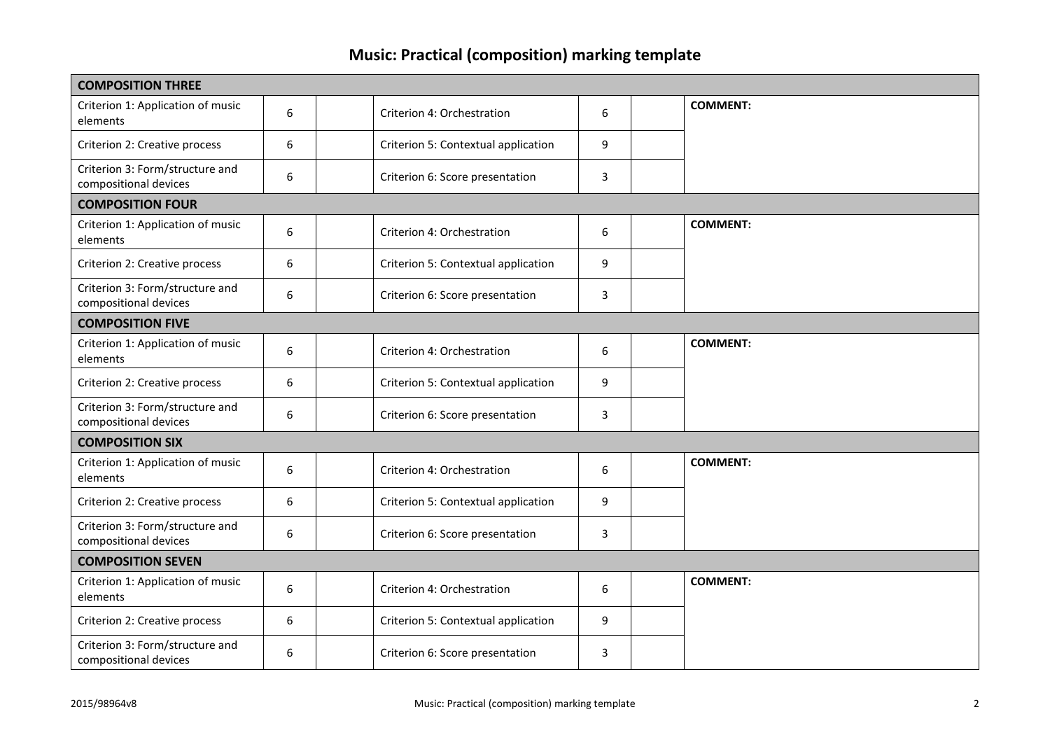# Music: Practical (composition) marking template

| COMPOSITION THREE | | | | | | |
|---|---|---|---|---|---|---|
| Criterion 1: Application of music elements | 6 | | Criterion 4: Orchestration | 6 | | **COMMENT:** |
| Criterion 2: Creative process | 6 | | Criterion 5: Contextual application | 9 | | |
| Criterion 3: Form/structure and compositional devices | 6 | | Criterion 6: Score presentation | 3 | | |
| **COMPOSITION FOUR** | | | | | | |
| Criterion 1: Application of music elements | 6 | | Criterion 4: Orchestration | 6 | | **COMMENT:** |
| Criterion 2: Creative process | 6 | | Criterion 5: Contextual application | 9 | | |
| Criterion 3: Form/structure and compositional devices | 6 | | Criterion 6: Score presentation | 3 | | |
| **COMPOSITION FIVE** | | | | | | |
| Criterion 1: Application of music elements | 6 | | Criterion 4: Orchestration | 6 | | **COMMENT:** |
| Criterion 2: Creative process | 6 | | Criterion 5: Contextual application | 9 | | |
| Criterion 3: Form/structure and compositional devices | 6 | | Criterion 6: Score presentation | 3 | | |
| **COMPOSITION SIX** | | | | | | |
| Criterion 1: Application of music elements | 6 | | Criterion 4: Orchestration | 6 | | **COMMENT:** |
| Criterion 2: Creative process | 6 | | Criterion 5: Contextual application | 9 | | |
| Criterion 3: Form/structure and compositional devices | 6 | | Criterion 6: Score presentation | 3 | | |
| **COMPOSITION SEVEN** | | | | | | |
| Criterion 1: Application of music elements | 6 | | Criterion 4: Orchestration | 6 | | **COMMENT:** |
| Criterion 2: Creative process | 6 | | Criterion 5: Contextual application | 9 | | |
| Criterion 3: Form/structure and compositional devices | 6 | | Criterion 6: Score presentation | 3 | | |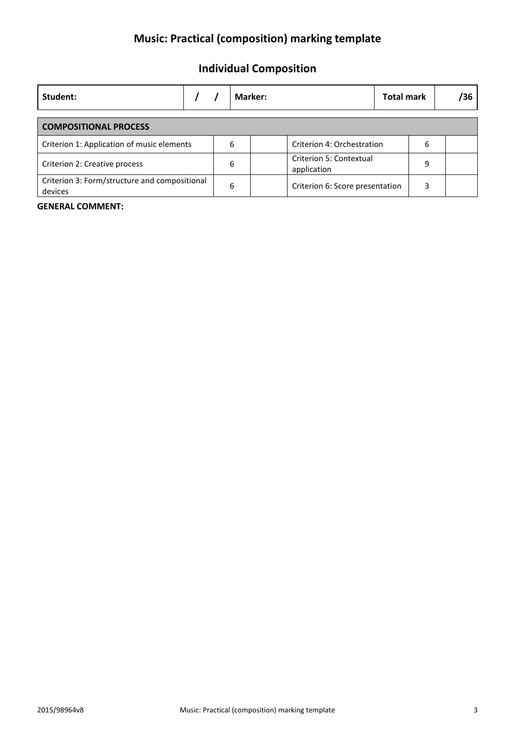# Music: Practical (composition) marking template

## Individual Composition

| Student: | / / | Marker: | Total mark | /36 |
|---|---|---|---|---|

| COMPOSITIONAL PROCESS | | | | | |
|---|---|---|---|---|---|
| Criterion 1: Application of music elements | 6 | | Criterion 4: Orchestration | 6 | |
| Criterion 2: Creative process | 6 | | Criterion 5: Contextual application | 9 | |
| Criterion 3: Form/structure and compositional devices | 6 | | Criterion 6: Score presentation | 3 | |

**GENERAL COMMENT:**